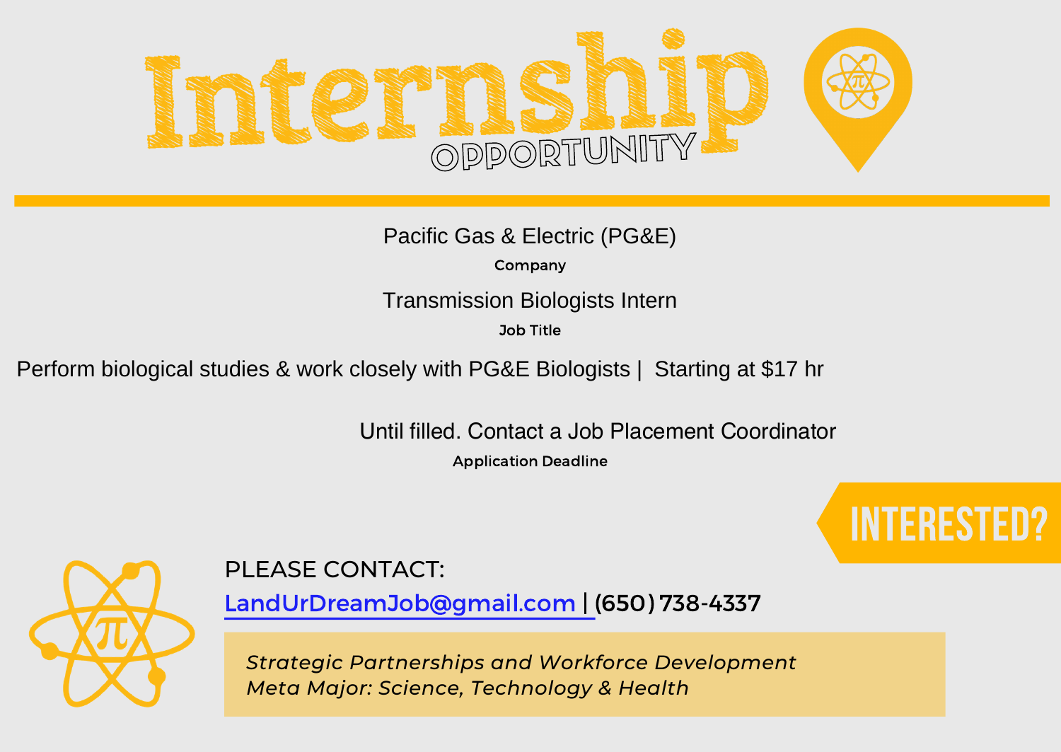# Internship OPPORTUNITY

Pacific Gas & Electric (PG&E)

**Company**

Transmission Biologists Intern

**Job Title**

Perform biological studies & work closely with PG&E Biologists | Starting at $17 hr

Until filled. Contact a Job Placement Coordinator

**Application Deadline**

## INTERESTED?

PLEASE CONTACT:

LandUrDreamJob@gmail.com | (650) 738-4337

*Strategic Partnerships and Workforce Development*
*Meta Major: Science, Technology & Health*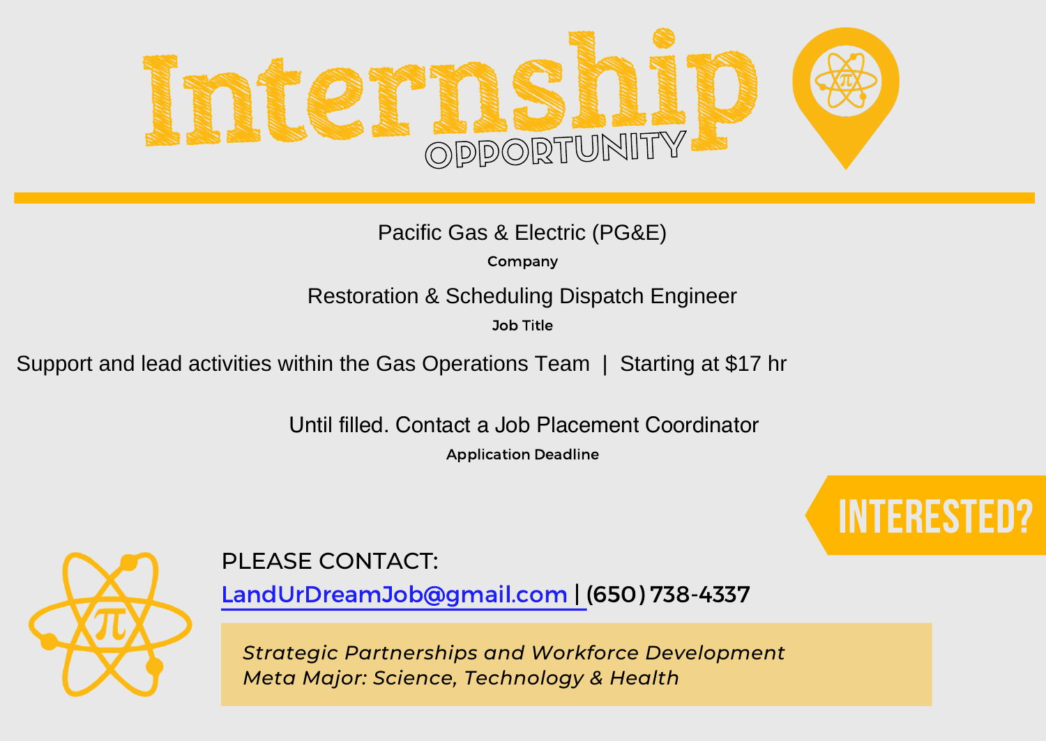# Internship OPPORTUNITY

Pacific Gas & Electric (PG&E)

**Company**

Restoration & Scheduling Dispatch Engineer

**Job Title**

Support and lead activities within the Gas Operations Team | Starting at $17 hr

Until filled. Contact a Job Placement Coordinator

**Application Deadline**

## INTERESTED?

PLEASE CONTACT:

LandUrDreamJob@gmail.com | (650) 738-4337

*Strategic Partnerships and Workforce Development*
*Meta Major: Science, Technology & Health*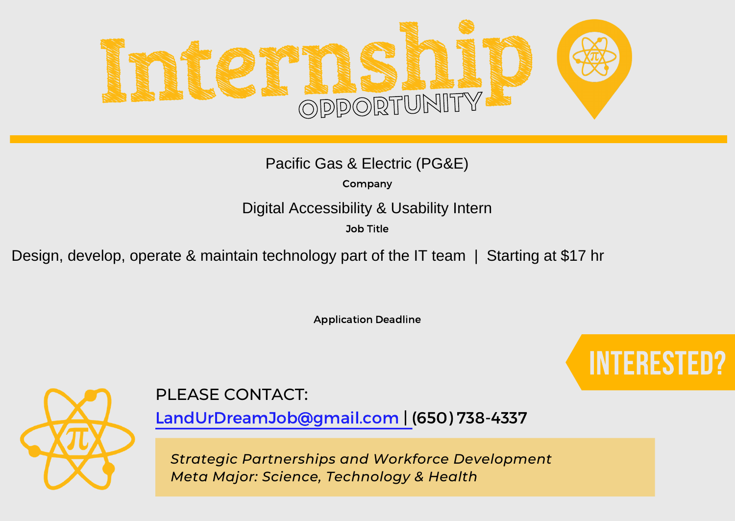# Internship

## OPPORTUNITY

Pacific Gas & Electric (PG&E)

**Company**

Digital Accessibility & Usability Intern

**Job Title**

Design, develop, operate & maintain technology part of the IT team | Starting at $17 hr

**Application Deadline**

## INTERESTED?

PLEASE CONTACT:

LandUrDreamJob@gmail.com | (650) 738-4337

*Strategic Partnerships and Workforce Development*
*Meta Major: Science, Technology & Health*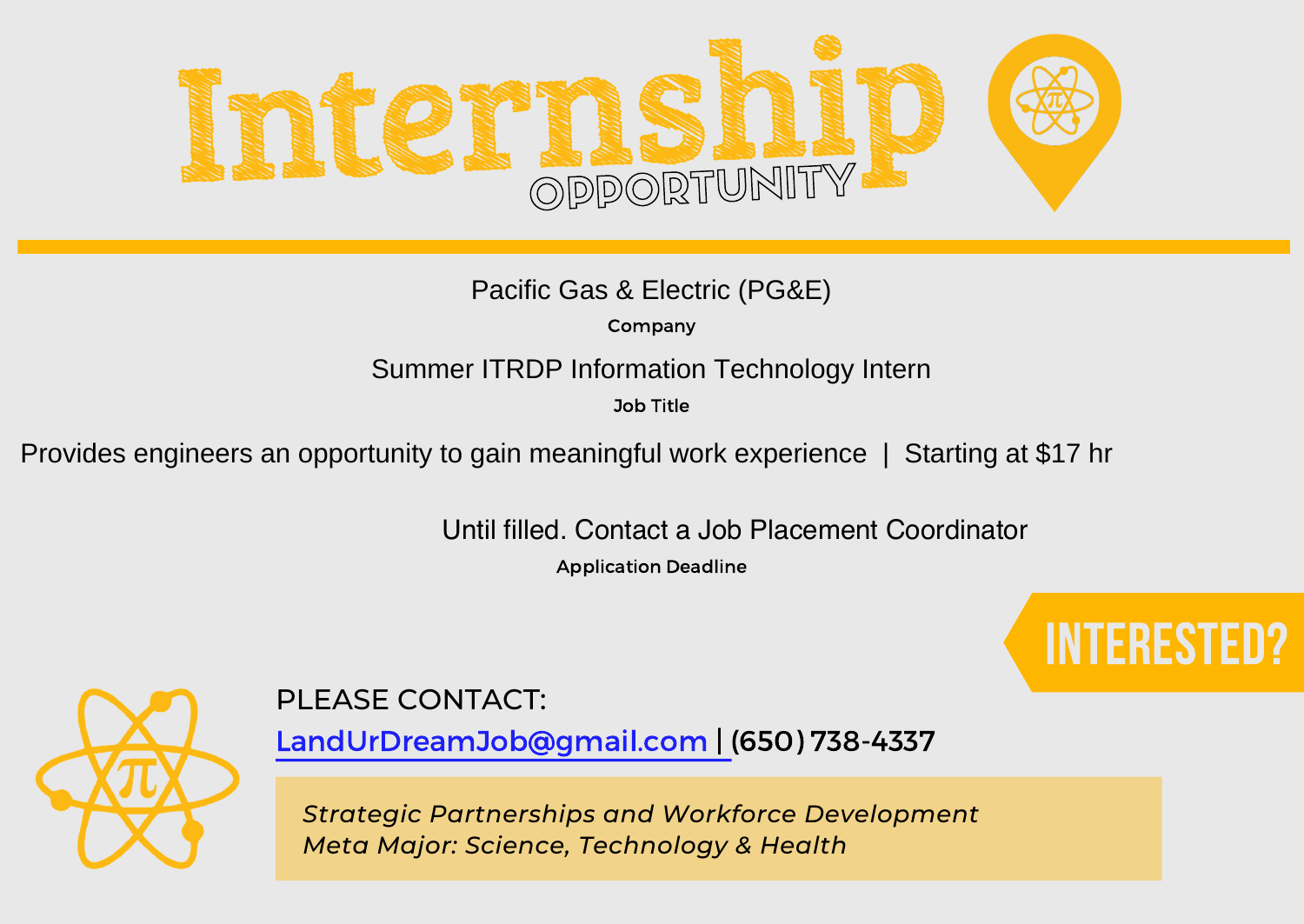# Internship

## OPPORTUNITY

Pacific Gas & Electric (PG&E)

**Company**

Summer ITRDP Information Technology Intern

**Job Title**

Provides engineers an opportunity to gain meaningful work experience | Starting at $17 hr

Until filled. Contact a Job Placement Coordinator

**Application Deadline**

## INTERESTED?

PLEASE CONTACT:

LandUrDreamJob@gmail.com | (650) 738-4337

*Strategic Partnerships and Workforce Development*
*Meta Major: Science, Technology & Health*